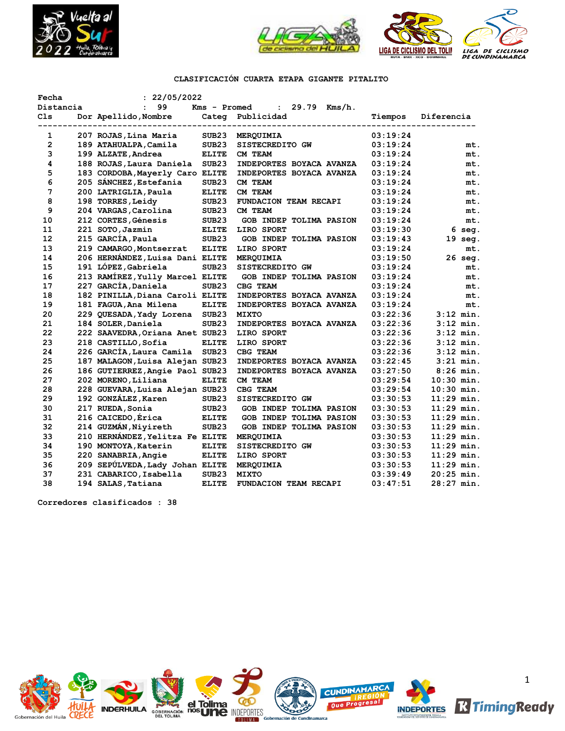## CLASIFICACIÓN CUARTA ETAPA GIGANTE PITALITO

Fecha : 22/05/2022

Distancia : 99 Kms - Promed : 29.79 Kms/h.

| Cls | Dor | Apellido,Nombre | Categ | Publicidad | Tiempos | Diferencia |
|---|---|---|---|---|---|---|
| 1 | 207 | ROJAS,Lina María | SUB23 | MERQUIMIA | 03:19:24 | |
| 2 | 189 | ATAHUALPA,Camila | SUB23 | SISTECREDITO GW | 03:19:24 | mt. |
| 3 | 199 | ALZATE,Andrea | ELITE | CM TEAM | 03:19:24 | mt. |
| 4 | 188 | ROJAS,Laura Daniela | SUB23 | INDEPORTES BOYACA AVANZA | 03:19:24 | mt. |
| 5 | 183 | CORDOBA,Mayerly Caro | ELITE | INDEPORTES BOYACA AVANZA | 03:19:24 | mt. |
| 6 | 205 | SÁNCHEZ,Estefania | SUB23 | CM TEAM | 03:19:24 | mt. |
| 7 | 200 | LATRIGLIA,Paula | ELITE | CM TEAM | 03:19:24 | mt. |
| 8 | 198 | TORRES,Leidy | SUB23 | FUNDACION TEAM RECAPI | 03:19:24 | mt. |
| 9 | 204 | VARGAS,Carolina | SUB23 | CM TEAM | 03:19:24 | mt. |
| 10 | 212 | CORTES,Génesis | SUB23 | GOB INDEP TOLIMA PASION | 03:19:24 | mt. |
| 11 | 221 | SOTO,Jazmin | ELITE | LIRO SPORT | 03:19:30 | 6 seg. |
| 12 | 215 | GARCÍA,Paula | SUB23 | GOB INDEP TOLIMA PASION | 03:19:43 | 19 seg. |
| 13 | 219 | CAMARGO,Montserrat | ELITE | LIRO SPORT | 03:19:24 | mt. |
| 14 | 206 | HERNÁNDEZ,Luisa Dani | ELITE | MERQUIMIA | 03:19:50 | 26 seg. |
| 15 | 191 | LÓPEZ,Gabriela | SUB23 | SISTECREDITO GW | 03:19:24 | mt. |
| 16 | 213 | RAMÍREZ,Yully Marcel | ELITE | GOB INDEP TOLIMA PASION | 03:19:24 | mt. |
| 17 | 227 | GARCÍA,Daniela | SUB23 | CBG TEAM | 03:19:24 | mt. |
| 18 | 182 | PINILLA,Diana Caroli | ELITE | INDEPORTES BOYACA AVANZA | 03:19:24 | mt. |
| 19 | 181 | FAGUA,Ana Milena | ELITE | INDEPORTES BOYACA AVANZA | 03:19:24 | mt. |
| 20 | 229 | QUESADA,Yady Lorena | SUB23 | MIXTO | 03:22:36 | 3:12 min. |
| 21 | 184 | SOLER,Daniela | SUB23 | INDEPORTES BOYACA AVANZA | 03:22:36 | 3:12 min. |
| 22 | 222 | SAAVEDRA,Oriana Anet | SUB23 | LIRO SPORT | 03:22:36 | 3:12 min. |
| 23 | 218 | CASTILLO,Sofia | ELITE | LIRO SPORT | 03:22:36 | 3:12 min. |
| 24 | 226 | GARCÍA,Laura Camila | SUB23 | CBG TEAM | 03:22:36 | 3:12 min. |
| 25 | 187 | MALAGON,Luisa Alejan | SUB23 | INDEPORTES BOYACA AVANZA | 03:22:45 | 3:21 min. |
| 26 | 186 | GUTIERREZ,Angie Paol | SUB23 | INDEPORTES BOYACA AVANZA | 03:27:50 | 8:26 min. |
| 27 | 202 | MORENO,Liliana | ELITE | CM TEAM | 03:29:54 | 10:30 min. |
| 28 | 228 | GUEVARA,Luisa Alejan | SUB23 | CBG TEAM | 03:29:54 | 10:30 min. |
| 29 | 192 | GONZÁLEZ,Karen | SUB23 | SISTECREDITO GW | 03:30:53 | 11:29 min. |
| 30 | 217 | RUEDA,Sonia | SUB23 | GOB INDEP TOLIMA PASION | 03:30:53 | 11:29 min. |
| 31 | 216 | CAICEDO,Érica | ELITE | GOB INDEP TOLIMA PASION | 03:30:53 | 11:29 min. |
| 32 | 214 | GUZMÁN,Niyireth | SUB23 | GOB INDEP TOLIMA PASION | 03:30:53 | 11:29 min. |
| 33 | 210 | HERNÁNDEZ,Yelitza Fe | ELITE | MERQUIMIA | 03:30:53 | 11:29 min. |
| 34 | 190 | MONTOYA,Katerin | ELITE | SISTECREDITO GW | 03:30:53 | 11:29 min. |
| 35 | 220 | SANABRIA,Angie | ELITE | LIRO SPORT | 03:30:53 | 11:29 min. |
| 36 | 209 | SEPÚLVEDA,Lady Johan | ELITE | MERQUIMIA | 03:30:53 | 11:29 min. |
| 37 | 231 | CABARICO,Isabella | SUB23 | MIXTO | 03:39:49 | 20:25 min. |
| 38 | 194 | SALAS,Tatiana | ELITE | FUNDACION TEAM RECAPI | 03:47:51 | 28:27 min. |

Corredores clasificados : 38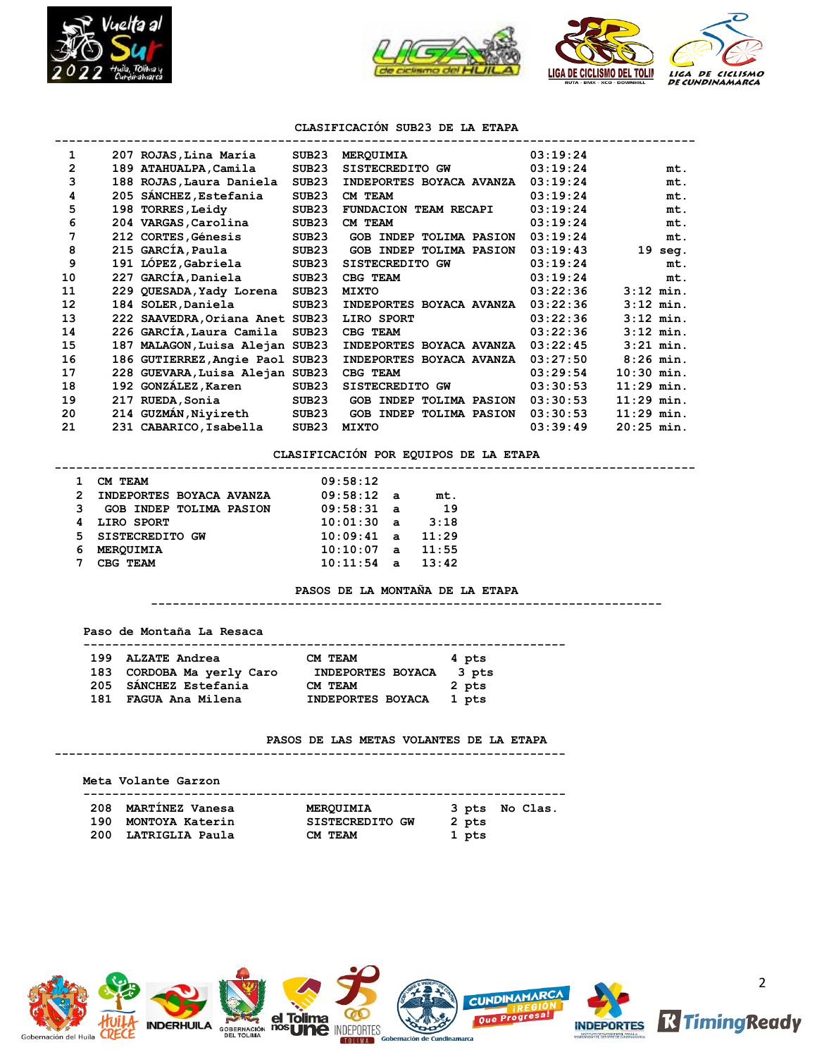## CLASIFICACIÓN SUB23 DE LA ETAPA

| Pos | Dorsal | Nombre | Cat. | Equipo | Tiempo | Dif. |
|---|---|---|---|---|---|---|
| 1 | 207 | ROJAS,Lina María | SUB23 | MERQUIMIA | 03:19:24 | |
| 2 | 189 | ATAHUALPA,Camila | SUB23 | SISTECREDITO GW | 03:19:24 | mt. |
| 3 | 188 | ROJAS,Laura Daniela | SUB23 | INDEPORTES BOYACA AVANZA | 03:19:24 | mt. |
| 4 | 205 | SÁNCHEZ,Estefania | SUB23 | CM TEAM | 03:19:24 | mt. |
| 5 | 198 | TORRES,Leidy | SUB23 | FUNDACION TEAM RECAPI | 03:19:24 | mt. |
| 6 | 204 | VARGAS,Carolina | SUB23 | CM TEAM | 03:19:24 | mt. |
| 7 | 212 | CORTES,Génesis | SUB23 | GOB INDEP TOLIMA PASION | 03:19:24 | mt. |
| 8 | 215 | GARCÍA,Paula | SUB23 | GOB INDEP TOLIMA PASION | 03:19:43 | 19 seg. |
| 9 | 191 | LÓPEZ,Gabriela | SUB23 | SISTECREDITO GW | 03:19:24 | mt. |
| 10 | 227 | GARCÍA,Daniela | SUB23 | CBG TEAM | 03:19:24 | mt. |
| 11 | 229 | QUESADA,Yady Lorena | SUB23 | MIXTO | 03:22:36 | 3:12 min. |
| 12 | 184 | SOLER,Daniela | SUB23 | INDEPORTES BOYACA AVANZA | 03:22:36 | 3:12 min. |
| 13 | 222 | SAAVEDRA,Oriana Anet | SUB23 | LIRO SPORT | 03:22:36 | 3:12 min. |
| 14 | 226 | GARCÍA,Laura Camila | SUB23 | CBG TEAM | 03:22:36 | 3:12 min. |
| 15 | 187 | MALAGON,Luisa Alejan | SUB23 | INDEPORTES BOYACA AVANZA | 03:22:45 | 3:21 min. |
| 16 | 186 | GUTIERREZ,Angie Paol | SUB23 | INDEPORTES BOYACA AVANZA | 03:27:50 | 8:26 min. |
| 17 | 228 | GUEVARA,Luisa Alejan | SUB23 | CBG TEAM | 03:29:54 | 10:30 min. |
| 18 | 192 | GONZÁLEZ,Karen | SUB23 | SISTECREDITO GW | 03:30:53 | 11:29 min. |
| 19 | 217 | RUEDA,Sonia | SUB23 | GOB INDEP TOLIMA PASION | 03:30:53 | 11:29 min. |
| 20 | 214 | GUZMÁN,Niyireth | SUB23 | GOB INDEP TOLIMA PASION | 03:30:53 | 11:29 min. |
| 21 | 231 | CABARICO,Isabella | SUB23 | MIXTO | 03:39:49 | 20:25 min. |

## CLASIFICACIÓN POR EQUIPOS DE LA ETAPA

| Pos | Equipo | Tiempo | | Dif. |
|---|---|---|---|---|
| 1 | CM TEAM | 09:58:12 | | |
| 2 | INDEPORTES BOYACA AVANZA | 09:58:12 | a | mt. |
| 3 | GOB INDEP TOLIMA PASION | 09:58:31 | a | 19 |
| 4 | LIRO SPORT | 10:01:30 | a | 3:18 |
| 5 | SISTECREDITO GW | 10:09:41 | a | 11:29 |
| 6 | MERQUIMIA | 10:10:07 | a | 11:55 |
| 7 | CBG TEAM | 10:11:54 | a | 13:42 |

## PASOS DE LA MONTAÑA DE LA ETAPA

**Paso de Montaña La Resaca**

| Dorsal | Nombre | Equipo | Puntos |
|---|---|---|---|
| 199 | ALZATE Andrea | CM TEAM | 4 pts |
| 183 | CORDOBA Ma yerly Caro | INDEPORTES BOYACA | 3 pts |
| 205 | SÁNCHEZ Estefania | CM TEAM | 2 pts |
| 181 | FAGUA Ana Milena | INDEPORTES BOYACA | 1 pts |

## PASOS DE LAS METAS VOLANTES DE LA ETAPA

**Meta Volante Garzon**

| Dorsal | Nombre | Equipo | Puntos | |
|---|---|---|---|---|
| 208 | MARTÍNEZ Vanesa | MERQUIMIA | 3 pts | No Clas. |
| 190 | MONTOYA Katerin | SISTECREDITO GW | 2 pts | |
| 200 | LATRIGLIA Paula | CM TEAM | 1 pts | |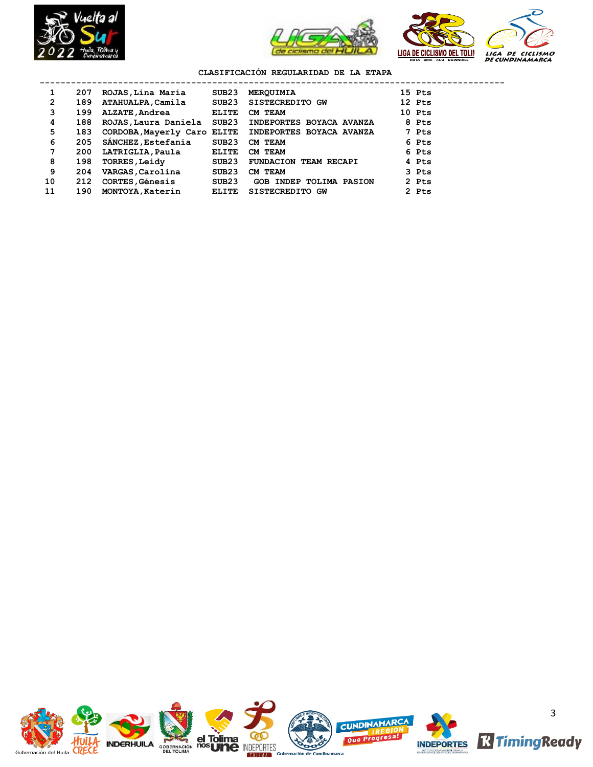## CLASIFICACIÓN REGULARIDAD DE LA ETAPA

| Pos | Dorsal | Nombre | Cat. | Equipo | Puntos |
|---|---|---|---|---|---|
| 1 | 207 | ROJAS,Lina María | SUB23 | MERQUIMIA | 15 Pts |
| 2 | 189 | ATAHUALPA,Camila | SUB23 | SISTECREDITO GW | 12 Pts |
| 3 | 199 | ALZATE,Andrea | ELITE | CM TEAM | 10 Pts |
| 4 | 188 | ROJAS,Laura Daniela | SUB23 | INDEPORTES BOYACA AVANZA | 8 Pts |
| 5 | 183 | CORDOBA,Mayerly Caro | ELITE | INDEPORTES BOYACA AVANZA | 7 Pts |
| 6 | 205 | SÁNCHEZ,Estefania | SUB23 | CM TEAM | 6 Pts |
| 7 | 200 | LATRIGLIA,Paula | ELITE | CM TEAM | 6 Pts |
| 8 | 198 | TORRES,Leidy | SUB23 | FUNDACION TEAM RECAPI | 4 Pts |
| 9 | 204 | VARGAS,Carolina | SUB23 | CM TEAM | 3 Pts |
| 10 | 212 | CORTES,Génesis | SUB23 | GOB INDEP TOLIMA PASION | 2 Pts |
| 11 | 190 | MONTOYA,Katerin | ELITE | SISTECREDITO GW | 2 Pts |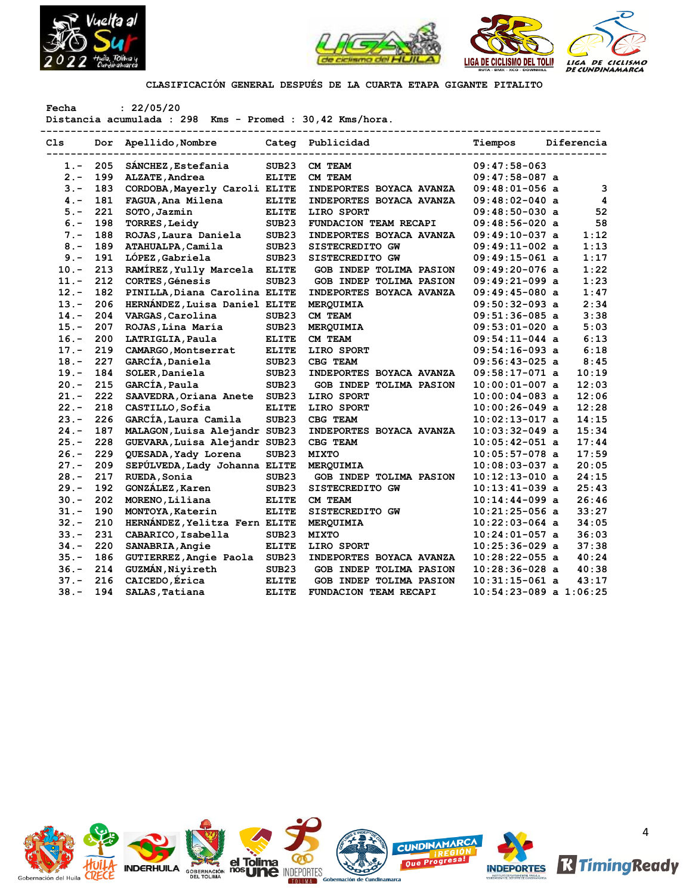## CLASIFICACIÓN GENERAL DESPUÉS DE LA CUARTA ETAPA GIGANTE PITALITO

Fecha : 22/05/20
Distancia acumulada : 298 Kms - Promed : 30,42 Kms/hora.

| Cls | Dor | Apellido,Nombre | Categ | Publicidad | Tiempos | Diferencia |
|---|---|---|---|---|---|---|
| 1.- | 205 | SÁNCHEZ,Estefania | SUB23 | CM TEAM | 09:47:58-063 | |
| 2.- | 199 | ALZATE,Andrea | ELITE | CM TEAM | 09:47:58-087 a | |
| 3.- | 183 | CORDOBA,Mayerly Caroli | ELITE | INDEPORTES BOYACA AVANZA | 09:48:01-056 a | 3 |
| 4.- | 181 | FAGUA,Ana Milena | ELITE | INDEPORTES BOYACA AVANZA | 09:48:02-040 a | 4 |
| 5.- | 221 | SOTO,Jazmin | ELITE | LIRO SPORT | 09:48:50-030 a | 52 |
| 6.- | 198 | TORRES,Leidy | SUB23 | FUNDACION TEAM RECAPI | 09:48:56-020 a | 58 |
| 7.- | 188 | ROJAS,Laura Daniela | SUB23 | INDEPORTES BOYACA AVANZA | 09:49:10-037 a | 1:12 |
| 8.- | 189 | ATAHUALPA,Camila | SUB23 | SISTECREDITO GW | 09:49:11-002 a | 1:13 |
| 9.- | 191 | LÓPEZ,Gabriela | SUB23 | SISTECREDITO GW | 09:49:15-061 a | 1:17 |
| 10.- | 213 | RAMÍREZ,Yully Marcela | ELITE | GOB INDEP TOLIMA PASION | 09:49:20-076 a | 1:22 |
| 11.- | 212 | CORTES,Génesis | SUB23 | GOB INDEP TOLIMA PASION | 09:49:21-099 a | 1:23 |
| 12.- | 182 | PINILLA,Diana Carolina | ELITE | INDEPORTES BOYACA AVANZA | 09:49:45-080 a | 1:47 |
| 13.- | 206 | HERNÁNDEZ,Luisa Daniel | ELITE | MERQUIMIA | 09:50:32-093 a | 2:34 |
| 14.- | 204 | VARGAS,Carolina | SUB23 | CM TEAM | 09:51:36-085 a | 3:38 |
| 15.- | 207 | ROJAS,Lina María | SUB23 | MERQUIMIA | 09:53:01-020 a | 5:03 |
| 16.- | 200 | LATRIGLIA,Paula | ELITE | CM TEAM | 09:54:11-044 a | 6:13 |
| 17.- | 219 | CAMARGO,Montserrat | ELITE | LIRO SPORT | 09:54:16-093 a | 6:18 |
| 18.- | 227 | GARCÍA,Daniela | SUB23 | CBG TEAM | 09:56:43-025 a | 8:45 |
| 19.- | 184 | SOLER,Daniela | SUB23 | INDEPORTES BOYACA AVANZA | 09:58:17-071 a | 10:19 |
| 20.- | 215 | GARCÍA,Paula | SUB23 | GOB INDEP TOLIMA PASION | 10:00:01-007 a | 12:03 |
| 21.- | 222 | SAAVEDRA,Oriana Anete | SUB23 | LIRO SPORT | 10:00:04-083 a | 12:06 |
| 22.- | 218 | CASTILLO,Sofia | ELITE | LIRO SPORT | 10:00:26-049 a | 12:28 |
| 23.- | 226 | GARCÍA,Laura Camila | SUB23 | CBG TEAM | 10:02:13-017 a | 14:15 |
| 24.- | 187 | MALAGON,Luisa Alejandr | SUB23 | INDEPORTES BOYACA AVANZA | 10:03:32-049 a | 15:34 |
| 25.- | 228 | GUEVARA,Luisa Alejandr | SUB23 | CBG TEAM | 10:05:42-051 a | 17:44 |
| 26.- | 229 | QUESADA,Yady Lorena | SUB23 | MIXTO | 10:05:57-078 a | 17:59 |
| 27.- | 209 | SEPÚLVEDA,Lady Johanna | ELITE | MERQUIMIA | 10:08:03-037 a | 20:05 |
| 28.- | 217 | RUEDA,Sonia | SUB23 | GOB INDEP TOLIMA PASION | 10:12:13-010 a | 24:15 |
| 29.- | 192 | GONZÁLEZ,Karen | SUB23 | SISTECREDITO GW | 10:13:41-039 a | 25:43 |
| 30.- | 202 | MORENO,Liliana | ELITE | CM TEAM | 10:14:44-099 a | 26:46 |
| 31.- | 190 | MONTOYA,Katerin | ELITE | SISTECREDITO GW | 10:21:25-056 a | 33:27 |
| 32.- | 210 | HERNÁNDEZ,Yelitza Fern | ELITE | MERQUIMIA | 10:22:03-064 a | 34:05 |
| 33.- | 231 | CABARICO,Isabella | SUB23 | MIXTO | 10:24:01-057 a | 36:03 |
| 34.- | 220 | SANABRIA,Angie | ELITE | LIRO SPORT | 10:25:36-029 a | 37:38 |
| 35.- | 186 | GUTIERREZ,Angie Paola | SUB23 | INDEPORTES BOYACA AVANZA | 10:28:22-055 a | 40:24 |
| 36.- | 214 | GUZMÁN,Niyireth | SUB23 | GOB INDEP TOLIMA PASION | 10:28:36-028 a | 40:38 |
| 37.- | 216 | CAICEDO,Érica | ELITE | GOB INDEP TOLIMA PASION | 10:31:15-061 a | 43:17 |
| 38.- | 194 | SALAS,Tatiana | ELITE | FUNDACION TEAM RECAPI | 10:54:23-089 a | 1:06:25 |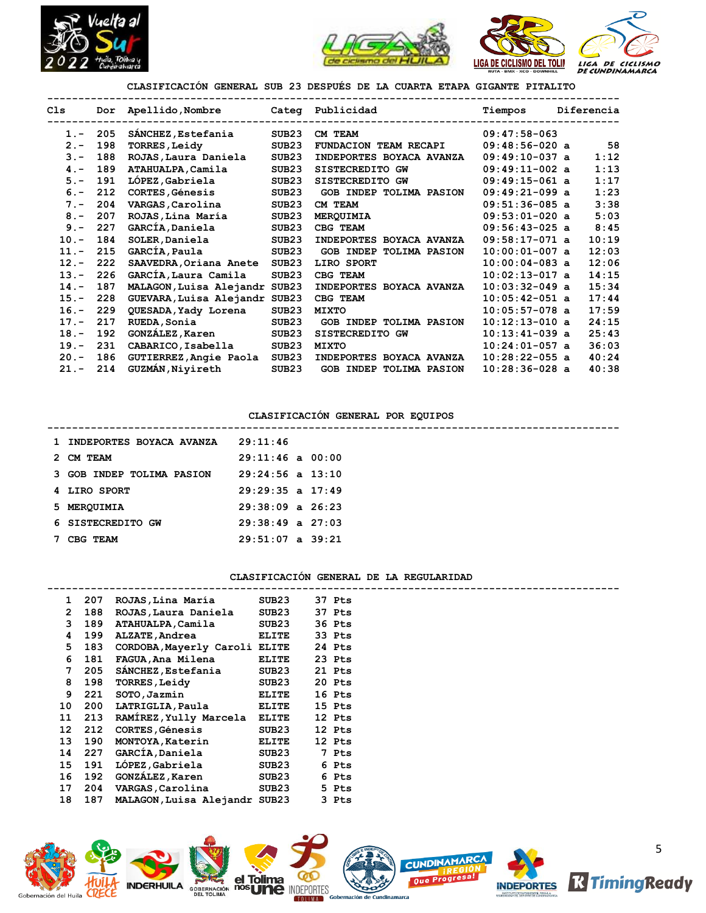## CLASIFICACIÓN GENERAL SUB 23 DESPUÉS DE LA CUARTA ETAPA GIGANTE PITALITO

| Cls | Dor | Apellido,Nombre | Categ | Publicidad | Tiempos | Diferencia |
|---|---|---|---|---|---|---|
| 1.- | 205 | SÁNCHEZ,Estefania | SUB23 | CM TEAM | 09:47:58-063 | |
| 2.- | 198 | TORRES,Leidy | SUB23 | FUNDACION TEAM RECAPI | 09:48:56-020 a | 58 |
| 3.- | 188 | ROJAS,Laura Daniela | SUB23 | INDEPORTES BOYACA AVANZA | 09:49:10-037 a | 1:12 |
| 4.- | 189 | ATAHUALPA,Camila | SUB23 | SISTECREDITO GW | 09:49:11-002 a | 1:13 |
| 5.- | 191 | LÓPEZ,Gabriela | SUB23 | SISTECREDITO GW | 09:49:15-061 a | 1:17 |
| 6.- | 212 | CORTES,Génesis | SUB23 | GOB INDEP TOLIMA PASION | 09:49:21-099 a | 1:23 |
| 7.- | 204 | VARGAS,Carolina | SUB23 | CM TEAM | 09:51:36-085 a | 3:38 |
| 8.- | 207 | ROJAS,Lina María | SUB23 | MERQUIMIA | 09:53:01-020 a | 5:03 |
| 9.- | 227 | GARCÍA,Daniela | SUB23 | CBG TEAM | 09:56:43-025 a | 8:45 |
| 10.- | 184 | SOLER,Daniela | SUB23 | INDEPORTES BOYACA AVANZA | 09:58:17-071 a | 10:19 |
| 11.- | 215 | GARCÍA,Paula | SUB23 | GOB INDEP TOLIMA PASION | 10:00:01-007 a | 12:03 |
| 12.- | 222 | SAAVEDRA,Oriana Anete | SUB23 | LIRO SPORT | 10:00:04-083 a | 12:06 |
| 13.- | 226 | GARCÍA,Laura Camila | SUB23 | CBG TEAM | 10:02:13-017 a | 14:15 |
| 14.- | 187 | MALAGON,Luisa Alejandr | SUB23 | INDEPORTES BOYACA AVANZA | 10:03:32-049 a | 15:34 |
| 15.- | 228 | GUEVARA,Luisa Alejandr | SUB23 | CBG TEAM | 10:05:42-051 a | 17:44 |
| 16.- | 229 | QUESADA,Yady Lorena | SUB23 | MIXTO | 10:05:57-078 a | 17:59 |
| 17.- | 217 | RUEDA,Sonia | SUB23 | GOB INDEP TOLIMA PASION | 10:12:13-010 a | 24:15 |
| 18.- | 192 | GONZÁLEZ,Karen | SUB23 | SISTECREDITO GW | 10:13:41-039 a | 25:43 |
| 19.- | 231 | CABARICO,Isabella | SUB23 | MIXTO | 10:24:01-057 a | 36:03 |
| 20.- | 186 | GUTIERREZ,Angie Paola | SUB23 | INDEPORTES BOYACA AVANZA | 10:28:22-055 a | 40:24 |
| 21.- | 214 | GUZMÁN,Niyireth | SUB23 | GOB INDEP TOLIMA PASION | 10:28:36-028 a | 40:38 |

## CLASIFICACIÓN GENERAL POR EQUIPOS

| # | Equipo | Tiempo | Diferencia |
|---|---|---|---|
| 1 | INDEPORTES BOYACA AVANZA | 29:11:46 | |
| 2 | CM TEAM | 29:11:46 | a 00:00 |
| 3 | GOB INDEP TOLIMA PASION | 29:24:56 | a 13:10 |
| 4 | LIRO SPORT | 29:29:35 | a 17:49 |
| 5 | MERQUIMIA | 29:38:09 | a 26:23 |
| 6 | SISTECREDITO GW | 29:38:49 | a 27:03 |
| 7 | CBG TEAM | 29:51:07 | a 39:21 |

## CLASIFICACIÓN GENERAL DE LA REGULARIDAD

| # | Dor | Apellido,Nombre | Categ | Puntos |
|---|---|---|---|---|
| 1 | 207 | ROJAS,Lina María | SUB23 | 37 Pts |
| 2 | 188 | ROJAS,Laura Daniela | SUB23 | 37 Pts |
| 3 | 189 | ATAHUALPA,Camila | SUB23 | 36 Pts |
| 4 | 199 | ALZATE,Andrea | ELITE | 33 Pts |
| 5 | 183 | CORDOBA,Mayerly Caroli | ELITE | 24 Pts |
| 6 | 181 | FAGUA,Ana Milena | ELITE | 23 Pts |
| 7 | 205 | SÁNCHEZ,Estefania | SUB23 | 21 Pts |
| 8 | 198 | TORRES,Leidy | SUB23 | 20 Pts |
| 9 | 221 | SOTO,Jazmin | ELITE | 16 Pts |
| 10 | 200 | LATRIGLIA,Paula | ELITE | 15 Pts |
| 11 | 213 | RAMÍREZ,Yully Marcela | ELITE | 12 Pts |
| 12 | 212 | CORTES,Génesis | SUB23 | 12 Pts |
| 13 | 190 | MONTOYA,Katerin | ELITE | 12 Pts |
| 14 | 227 | GARCÍA,Daniela | SUB23 | 7 Pts |
| 15 | 191 | LÓPEZ,Gabriela | SUB23 | 6 Pts |
| 16 | 192 | GONZÁLEZ,Karen | SUB23 | 6 Pts |
| 17 | 204 | VARGAS,Carolina | SUB23 | 5 Pts |
| 18 | 187 | MALAGON,Luisa Alejandr | SUB23 | 3 Pts |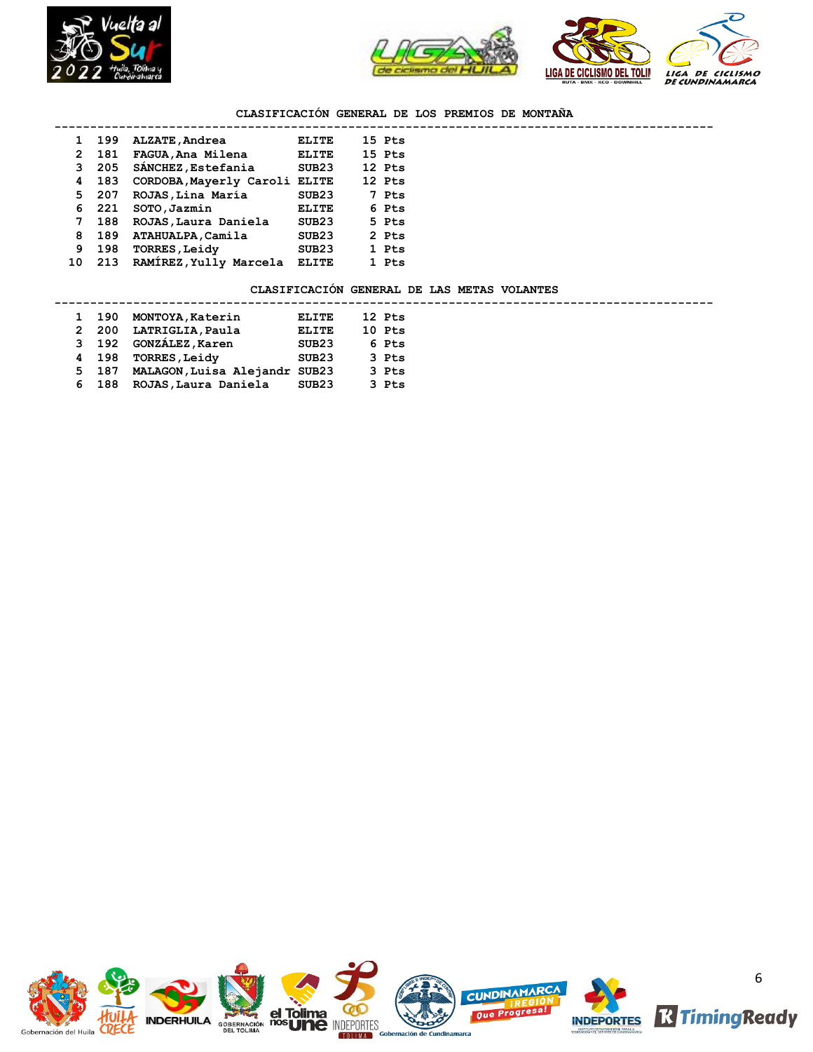## CLASIFICACIÓN GENERAL DE LOS PREMIOS DE MONTAÑA

| Pos | Dorsal | Nombre | Categoría | Puntos |
|---|---|---|---|---|
| 1 | 199 | ALZATE,Andrea | ELITE | 15 Pts |
| 2 | 181 | FAGUA,Ana Milena | ELITE | 15 Pts |
| 3 | 205 | SÁNCHEZ,Estefania | SUB23 | 12 Pts |
| 4 | 183 | CORDOBA,Mayerly Caroli | ELITE | 12 Pts |
| 5 | 207 | ROJAS,Lina María | SUB23 | 7 Pts |
| 6 | 221 | SOTO,Jazmin | ELITE | 6 Pts |
| 7 | 188 | ROJAS,Laura Daniela | SUB23 | 5 Pts |
| 8 | 189 | ATAHUALPA,Camila | SUB23 | 2 Pts |
| 9 | 198 | TORRES,Leidy | SUB23 | 1 Pts |
| 10 | 213 | RAMÍREZ,Yully Marcela | ELITE | 1 Pts |

## CLASIFICACIÓN GENERAL DE LAS METAS VOLANTES

| Pos | Dorsal | Nombre | Categoría | Puntos |
|---|---|---|---|---|
| 1 | 190 | MONTOYA,Katerin | ELITE | 12 Pts |
| 2 | 200 | LATRIGLIA,Paula | ELITE | 10 Pts |
| 3 | 192 | GONZÁLEZ,Karen | SUB23 | 6 Pts |
| 4 | 198 | TORRES,Leidy | SUB23 | 3 Pts |
| 5 | 187 | MALAGON,Luisa Alejandr | SUB23 | 3 Pts |
| 6 | 188 | ROJAS,Laura Daniela | SUB23 | 3 Pts |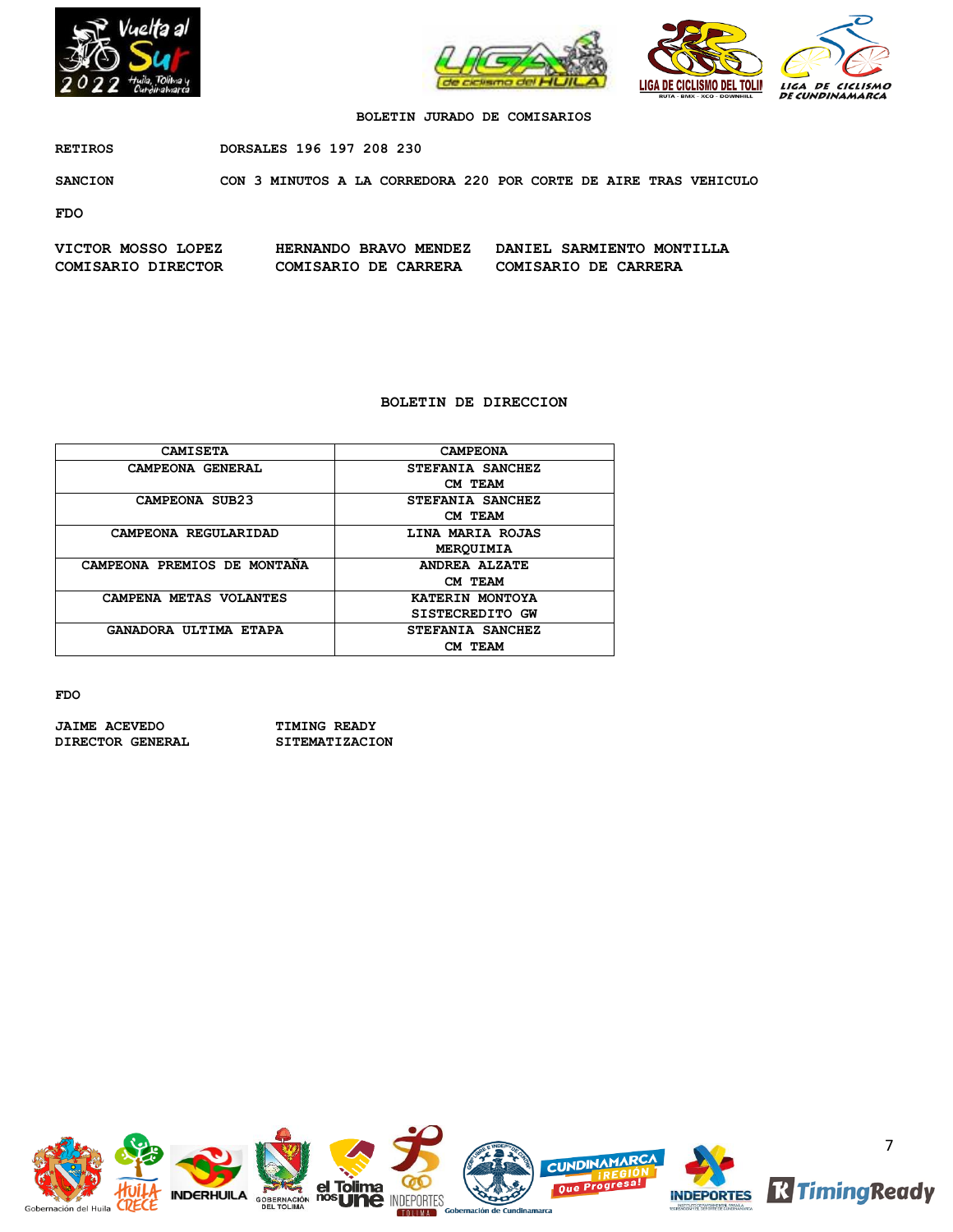## BOLETIN JURADO DE COMISARIOS

**RETIROS** DORSALES 196 197 208 230

**SANCION** CON 3 MINUTOS A LA CORREDORA 220 POR CORTE DE AIRE TRAS VEHICULO

**FDO**

| | | |
|---|---|---|
| VICTOR MOSSO LOPEZ | HERNANDO BRAVO MENDEZ | DANIEL SARMIENTO MONTILLA |
| COMISARIO DIRECTOR | COMISARIO DE CARRERA | COMISARIO DE CARRERA |

## BOLETIN DE DIRECCION

| CAMISETA | CAMPEONA |
|---|---|
| CAMPEONA GENERAL | STEFANIA SANCHEZ CM TEAM |
| CAMPEONA SUB23 | STEFANIA SANCHEZ CM TEAM |
| CAMPEONA REGULARIDAD | LINA MARIA ROJAS MERQUIMIA |
| CAMPEONA PREMIOS DE MONTAÑA | ANDREA ALZATE CM TEAM |
| CAMPENA METAS VOLANTES | KATERIN MONTOYA SISTECREDITO GW |
| GANADORA ULTIMA ETAPA | STEFANIA SANCHEZ CM TEAM |

**FDO**

| | |
|---|---|
| JAIME ACEVEDO | TIMING READY |
| DIRECTOR GENERAL | SITEMATIZACION |